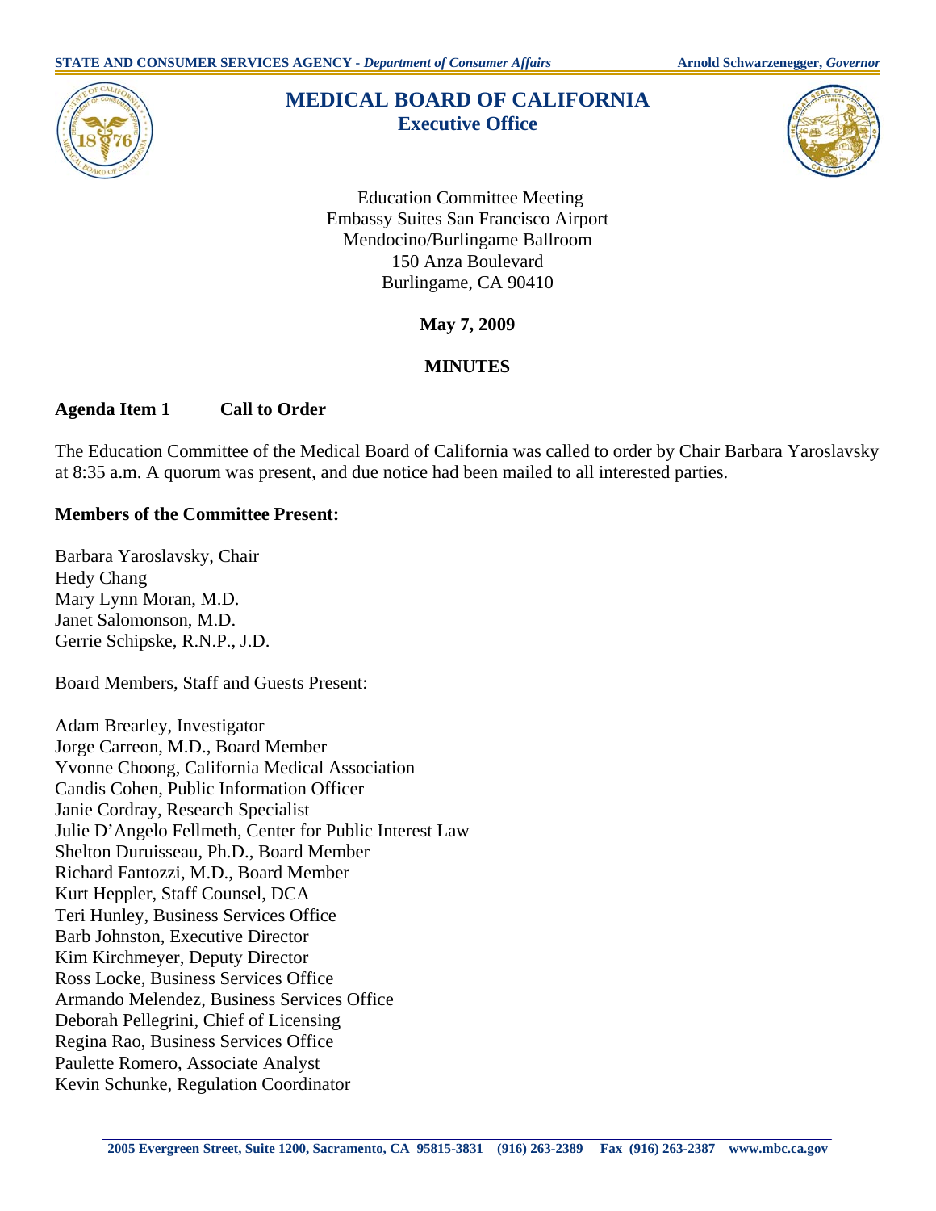STATE AND CONSUMER SERVICES AGENCY - *Department of Consumer Affairs* **Arnold Schwarzenegger, *Governor***

# MEDICAL BOARD OF CALIFORNIA
## Executive Office

Education Committee Meeting
Embassy Suites San Francisco Airport
Mendocino/Burlingame Ballroom
150 Anza Boulevard
Burlingame, CA 90410

**May 7, 2009**

**MINUTES**

### Agenda Item 1 Call to Order

The Education Committee of the Medical Board of California was called to order by Chair Barbara Yaroslavsky at 8:35 a.m. A quorum was present, and due notice had been mailed to all interested parties.

**Members of the Committee Present:**

Barbara Yaroslavsky, Chair
Hedy Chang
Mary Lynn Moran, M.D.
Janet Salomonson, M.D.
Gerrie Schipske, R.N.P., J.D.

Board Members, Staff and Guests Present:

Adam Brearley, Investigator
Jorge Carreon, M.D., Board Member
Yvonne Choong, California Medical Association
Candis Cohen, Public Information Officer
Janie Cordray, Research Specialist
Julie D'Angelo Fellmeth, Center for Public Interest Law
Shelton Duruisseau, Ph.D., Board Member
Richard Fantozzi, M.D., Board Member
Kurt Heppler, Staff Counsel, DCA
Teri Hunley, Business Services Office
Barb Johnston, Executive Director
Kim Kirchmeyer, Deputy Director
Ross Locke, Business Services Office
Armando Melendez, Business Services Office
Deborah Pellegrini, Chief of Licensing
Regina Rao, Business Services Office
Paulette Romero, Associate Analyst
Kevin Schunke, Regulation Coordinator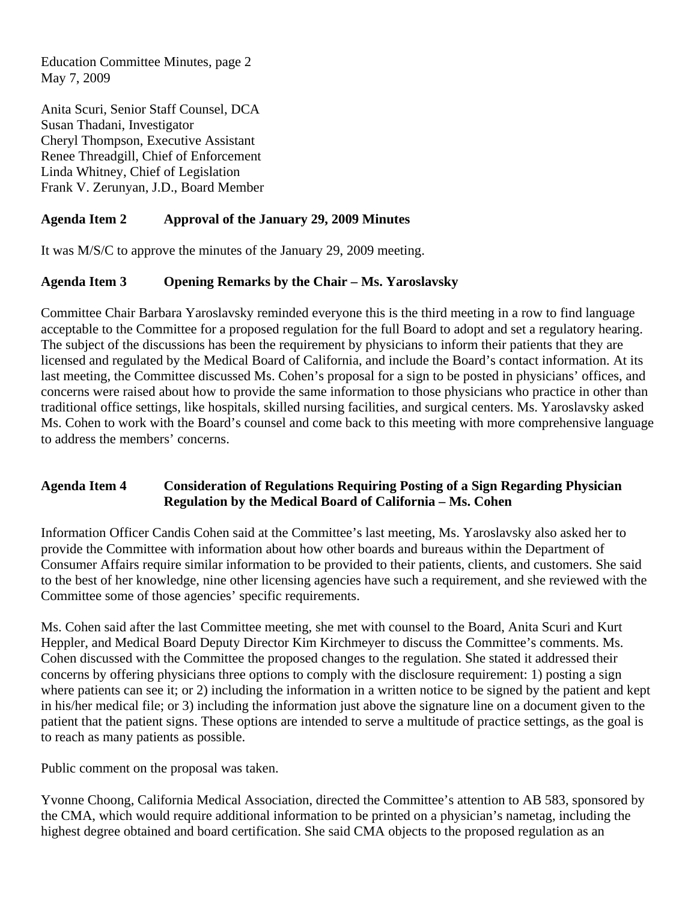Anita Scuri, Senior Staff Counsel, DCA
Susan Thadani, Investigator
Cheryl Thompson, Executive Assistant
Renee Threadgill, Chief of Enforcement
Linda Whitney, Chief of Legislation
Frank V. Zerunyan, J.D., Board Member

**Agenda Item 2 Approval of the January 29, 2009 Minutes**

It was M/S/C to approve the minutes of the January 29, 2009 meeting.

**Agenda Item 3 Opening Remarks by the Chair – Ms. Yaroslavsky**

Committee Chair Barbara Yaroslavsky reminded everyone this is the third meeting in a row to find language acceptable to the Committee for a proposed regulation for the full Board to adopt and set a regulatory hearing. The subject of the discussions has been the requirement by physicians to inform their patients that they are licensed and regulated by the Medical Board of California, and include the Board's contact information. At its last meeting, the Committee discussed Ms. Cohen's proposal for a sign to be posted in physicians' offices, and concerns were raised about how to provide the same information to those physicians who practice in other than traditional office settings, like hospitals, skilled nursing facilities, and surgical centers. Ms. Yaroslavsky asked Ms. Cohen to work with the Board's counsel and come back to this meeting with more comprehensive language to address the members' concerns.

**Agenda Item 4 Consideration of Regulations Requiring Posting of a Sign Regarding Physician Regulation by the Medical Board of California – Ms. Cohen**

Information Officer Candis Cohen said at the Committee's last meeting, Ms. Yaroslavsky also asked her to provide the Committee with information about how other boards and bureaus within the Department of Consumer Affairs require similar information to be provided to their patients, clients, and customers. She said to the best of her knowledge, nine other licensing agencies have such a requirement, and she reviewed with the Committee some of those agencies' specific requirements.

Ms. Cohen said after the last Committee meeting, she met with counsel to the Board, Anita Scuri and Kurt Heppler, and Medical Board Deputy Director Kim Kirchmeyer to discuss the Committee's comments. Ms. Cohen discussed with the Committee the proposed changes to the regulation. She stated it addressed their concerns by offering physicians three options to comply with the disclosure requirement: 1) posting a sign where patients can see it; or 2) including the information in a written notice to be signed by the patient and kept in his/her medical file; or 3) including the information just above the signature line on a document given to the patient that the patient signs. These options are intended to serve a multitude of practice settings, as the goal is to reach as many patients as possible.

Public comment on the proposal was taken.

Yvonne Choong, California Medical Association, directed the Committee's attention to AB 583, sponsored by the CMA, which would require additional information to be printed on a physician's nametag, including the highest degree obtained and board certification. She said CMA objects to the proposed regulation as an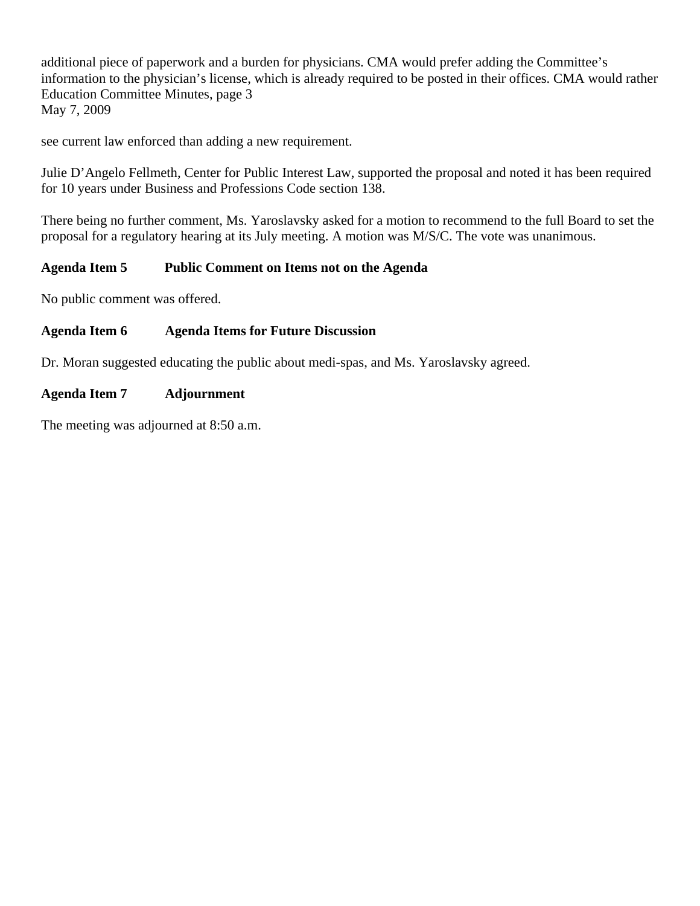additional piece of paperwork and a burden for physicians. CMA would prefer adding the Committee's information to the physician's license, which is already required to be posted in their offices. CMA would rather see current law enforced than adding a new requirement.

Julie D'Angelo Fellmeth, Center for Public Interest Law, supported the proposal and noted it has been required for 10 years under Business and Professions Code section 138.

There being no further comment, Ms. Yaroslavsky asked for a motion to recommend to the full Board to set the proposal for a regulatory hearing at its July meeting. A motion was M/S/C. The vote was unanimous.

**Agenda Item 5 Public Comment on Items not on the Agenda**

No public comment was offered.

**Agenda Item 6 Agenda Items for Future Discussion**

Dr. Moran suggested educating the public about medi-spas, and Ms. Yaroslavsky agreed.

**Agenda Item 7 Adjournment**

The meeting was adjourned at 8:50 a.m.